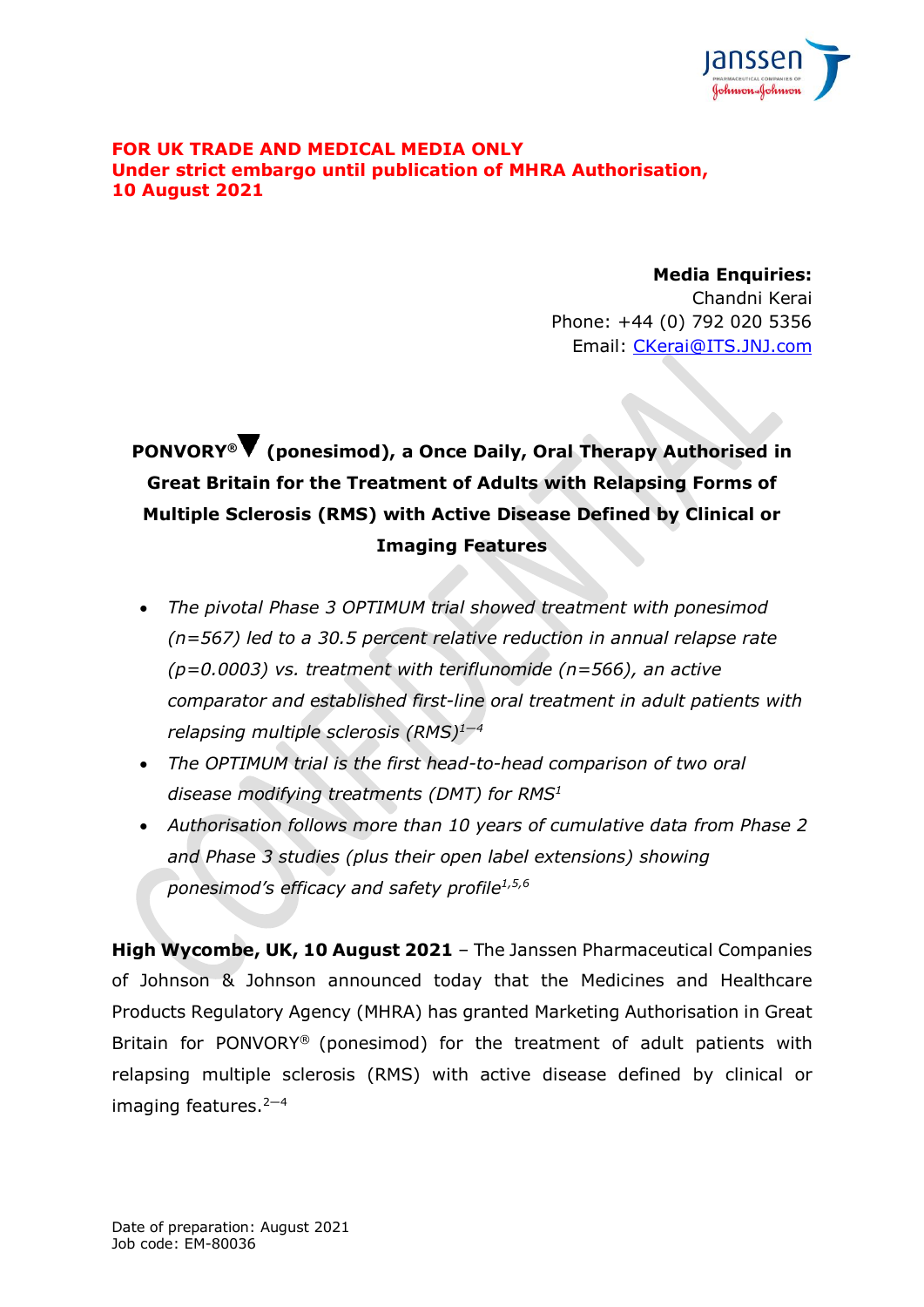**FOR UK TRADE AND MEDICAL MEDIA ONLY**
**Under strict embargo until publication of MHRA Authorisation, 10 August 2021**

**Media Enquiries:**
Chandni Kerai
Phone: +44 (0) 792 020 5356
Email: CKerai@ITS.JNJ.com

# PONVORY® ▼ (ponesimod), a Once Daily, Oral Therapy Authorised in Great Britain for the Treatment of Adults with Relapsing Forms of Multiple Sclerosis (RMS) with Active Disease Defined by Clinical or Imaging Features

- *The pivotal Phase 3 OPTIMUM trial showed treatment with ponesimod (n=567) led to a 30.5 percent relative reduction in annual relapse rate (p=0.0003) vs. treatment with teriflunomide (n=566), an active comparator and established first-line oral treatment in adult patients with relapsing multiple sclerosis (RMS)*[1–4]
- *The OPTIMUM trial is the first head-to-head comparison of two oral disease modifying treatments (DMT) for RMS*[1]
- *Authorisation follows more than 10 years of cumulative data from Phase 2 and Phase 3 studies (plus their open label extensions) showing ponesimod's efficacy and safety profile*[1,5,6]

**High Wycombe, UK, 10 August 2021** – The Janssen Pharmaceutical Companies of Johnson & Johnson announced today that the Medicines and Healthcare Products Regulatory Agency (MHRA) has granted Marketing Authorisation in Great Britain for PONVORY® (ponesimod) for the treatment of adult patients with relapsing multiple sclerosis (RMS) with active disease defined by clinical or imaging features.[2–4]

Date of preparation: August 2021
Job code: EM-80036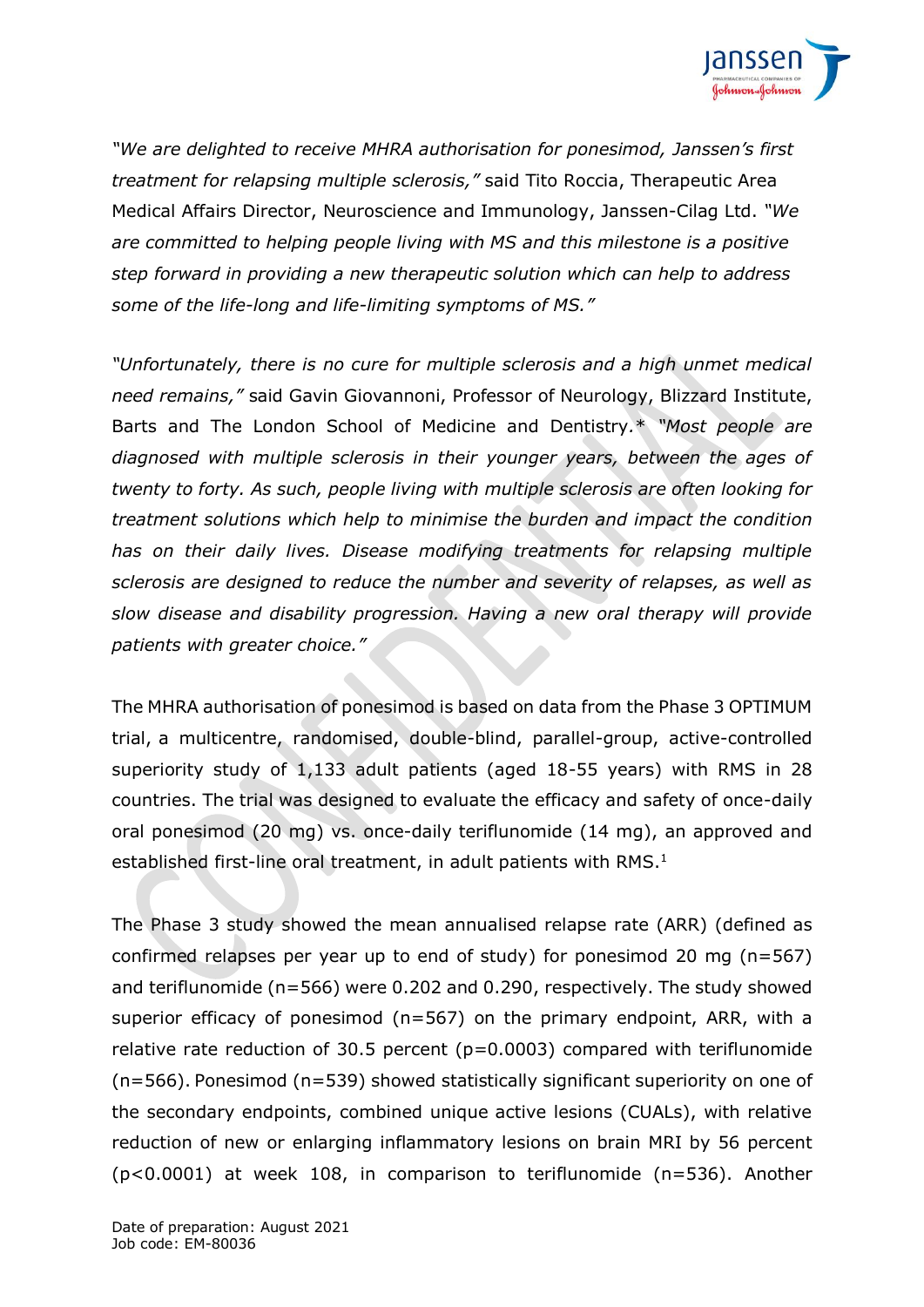*"We are delighted to receive MHRA authorisation for ponesimod, Janssen's first treatment for relapsing multiple sclerosis,"* said Tito Roccia, Therapeutic Area Medical Affairs Director, Neuroscience and Immunology, Janssen-Cilag Ltd. *"We are committed to helping people living with MS and this milestone is a positive step forward in providing a new therapeutic solution which can help to address some of the life-long and life-limiting symptoms of MS."*

*"Unfortunately, there is no cure for multiple sclerosis and a high unmet medical need remains,"* said Gavin Giovannoni, Professor of Neurology, Blizzard Institute, Barts and The London School of Medicine and Dentistry.* *"Most people are diagnosed with multiple sclerosis in their younger years, between the ages of twenty to forty. As such, people living with multiple sclerosis are often looking for treatment solutions which help to minimise the burden and impact the condition has on their daily lives. Disease modifying treatments for relapsing multiple sclerosis are designed to reduce the number and severity of relapses, as well as slow disease and disability progression. Having a new oral therapy will provide patients with greater choice."*

The MHRA authorisation of ponesimod is based on data from the Phase 3 OPTIMUM trial, a multicentre, randomised, double-blind, parallel-group, active-controlled superiority study of 1,133 adult patients (aged 18-55 years) with RMS in 28 countries. The trial was designed to evaluate the efficacy and safety of once-daily oral ponesimod (20 mg) vs. once-daily teriflunomide (14 mg), an approved and established first-line oral treatment, in adult patients with RMS.[1]

The Phase 3 study showed the mean annualised relapse rate (ARR) (defined as confirmed relapses per year up to end of study) for ponesimod 20 mg (n=567) and teriflunomide (n=566) were 0.202 and 0.290, respectively. The study showed superior efficacy of ponesimod (n=567) on the primary endpoint, ARR, with a relative rate reduction of 30.5 percent (p=0.0003) compared with teriflunomide (n=566). Ponesimod (n=539) showed statistically significant superiority on one of the secondary endpoints, combined unique active lesions (CUALs), with relative reduction of new or enlarging inflammatory lesions on brain MRI by 56 percent (p<0.0001) at week 108, in comparison to teriflunomide (n=536). Another

Date of preparation: August 2021
Job code: EM-80036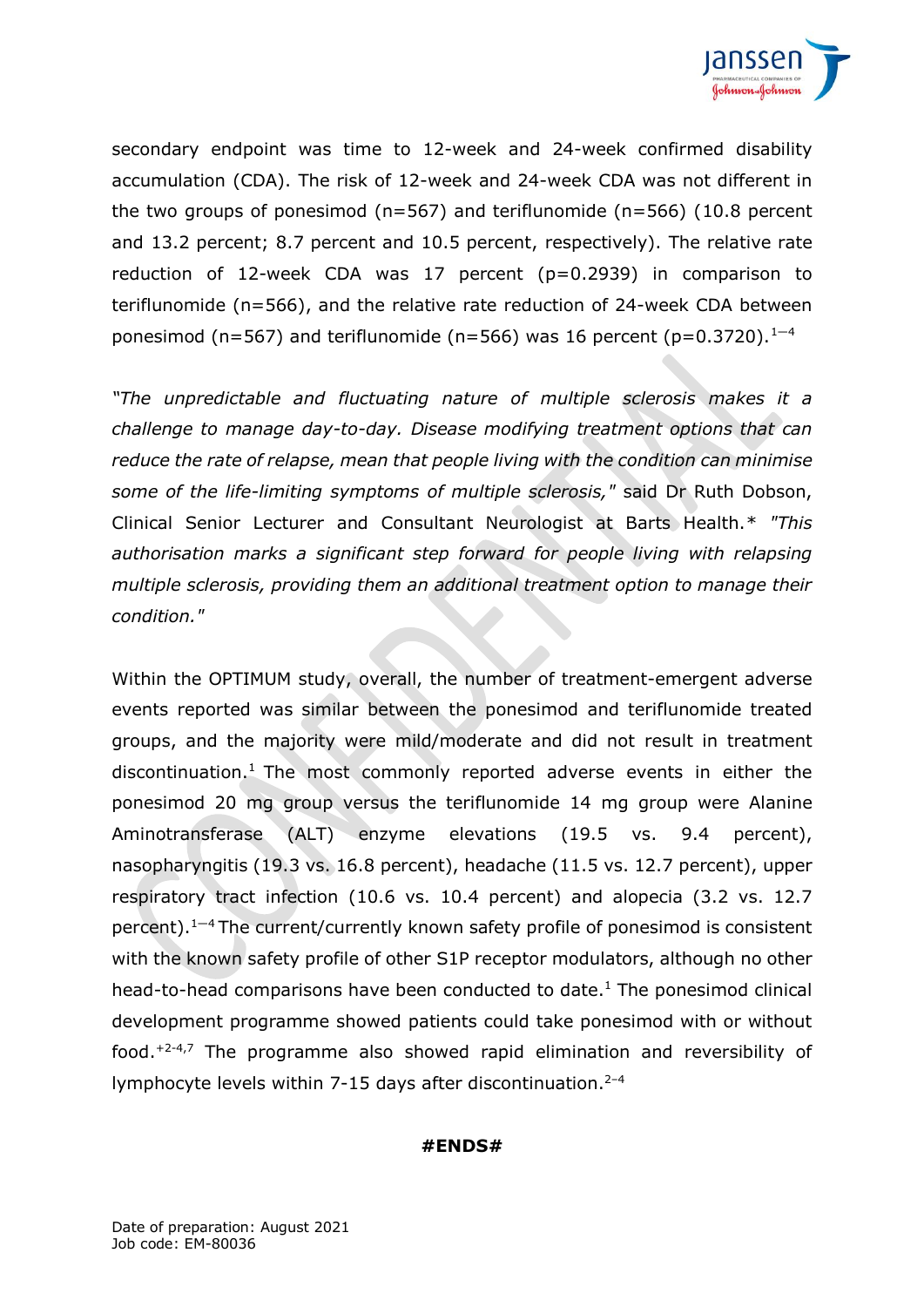secondary endpoint was time to 12-week and 24-week confirmed disability accumulation (CDA). The risk of 12-week and 24-week CDA was not different in the two groups of ponesimod (n=567) and teriflunomide (n=566) (10.8 percent and 13.2 percent; 8.7 percent and 10.5 percent, respectively). The relative rate reduction of 12-week CDA was 17 percent (p=0.2939) in comparison to teriflunomide (n=566), and the relative rate reduction of 24-week CDA between ponesimod (n=567) and teriflunomide (n=566) was 16 percent (p=0.3720).[1–4]

*"The unpredictable and fluctuating nature of multiple sclerosis makes it a challenge to manage day-to-day. Disease modifying treatment options that can reduce the rate of relapse, mean that people living with the condition can minimise some of the life-limiting symptoms of multiple sclerosis,"* said Dr Ruth Dobson, Clinical Senior Lecturer and Consultant Neurologist at Barts Health.* *"This authorisation marks a significant step forward for people living with relapsing multiple sclerosis, providing them an additional treatment option to manage their condition."*

Within the OPTIMUM study, overall, the number of treatment-emergent adverse events reported was similar between the ponesimod and teriflunomide treated groups, and the majority were mild/moderate and did not result in treatment discontinuation.[1] The most commonly reported adverse events in either the ponesimod 20 mg group versus the teriflunomide 14 mg group were Alanine Aminotransferase (ALT) enzyme elevations (19.5 vs. 9.4 percent), nasopharyngitis (19.3 vs. 16.8 percent), headache (11.5 vs. 12.7 percent), upper respiratory tract infection (10.6 vs. 10.4 percent) and alopecia (3.2 vs. 12.7 percent).[1–4] The current/currently known safety profile of ponesimod is consistent with the known safety profile of other S1P receptor modulators, although no other head-to-head comparisons have been conducted to date.[1] The ponesimod clinical development programme showed patients could take ponesimod with or without food.[+2-4,7] The programme also showed rapid elimination and reversibility of lymphocyte levels within 7-15 days after discontinuation.[2–4]

**#ENDS#**

Date of preparation: August 2021
Job code: EM-80036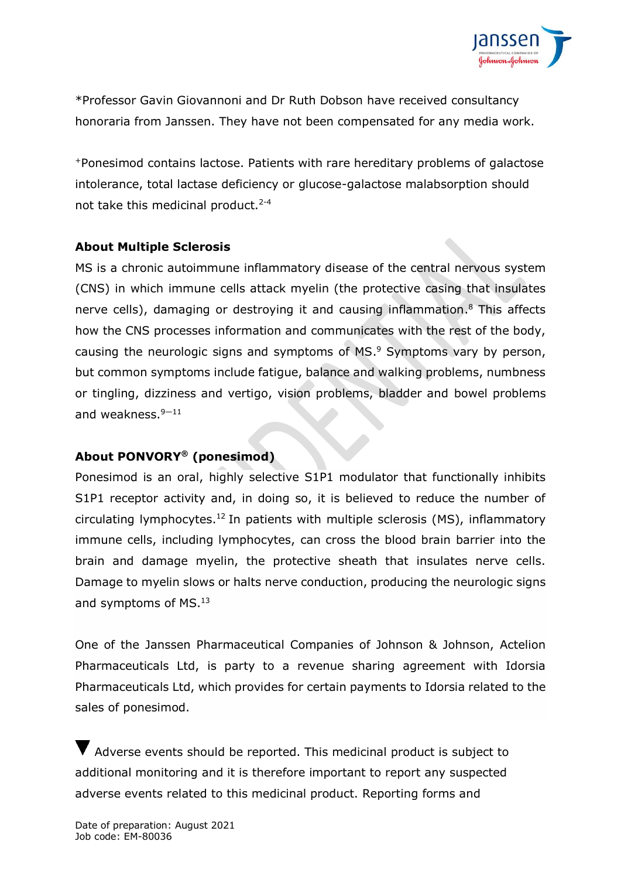*Professor Gavin Giovannoni and Dr Ruth Dobson have received consultancy honoraria from Janssen. They have not been compensated for any media work.

+Ponesimod contains lactose. Patients with rare hereditary problems of galactose intolerance, total lactase deficiency or glucose-galactose malabsorption should not take this medicinal product.[2-4]

**About Multiple Sclerosis**

MS is a chronic autoimmune inflammatory disease of the central nervous system (CNS) in which immune cells attack myelin (the protective casing that insulates nerve cells), damaging or destroying it and causing inflammation.[8] This affects how the CNS processes information and communicates with the rest of the body, causing the neurologic signs and symptoms of MS.[9] Symptoms vary by person, but common symptoms include fatigue, balance and walking problems, numbness or tingling, dizziness and vertigo, vision problems, bladder and bowel problems and weakness.[9–11]

**About PONVORY® (ponesimod)**

Ponesimod is an oral, highly selective S1P1 modulator that functionally inhibits S1P1 receptor activity and, in doing so, it is believed to reduce the number of circulating lymphocytes.[12] In patients with multiple sclerosis (MS), inflammatory immune cells, including lymphocytes, can cross the blood brain barrier into the brain and damage myelin, the protective sheath that insulates nerve cells. Damage to myelin slows or halts nerve conduction, producing the neurologic signs and symptoms of MS.[13]

One of the Janssen Pharmaceutical Companies of Johnson & Johnson, Actelion Pharmaceuticals Ltd, is party to a revenue sharing agreement with Idorsia Pharmaceuticals Ltd, which provides for certain payments to Idorsia related to the sales of ponesimod.

▼ Adverse events should be reported. This medicinal product is subject to additional monitoring and it is therefore important to report any suspected adverse events related to this medicinal product. Reporting forms and

Date of preparation: August 2021
Job code: EM-80036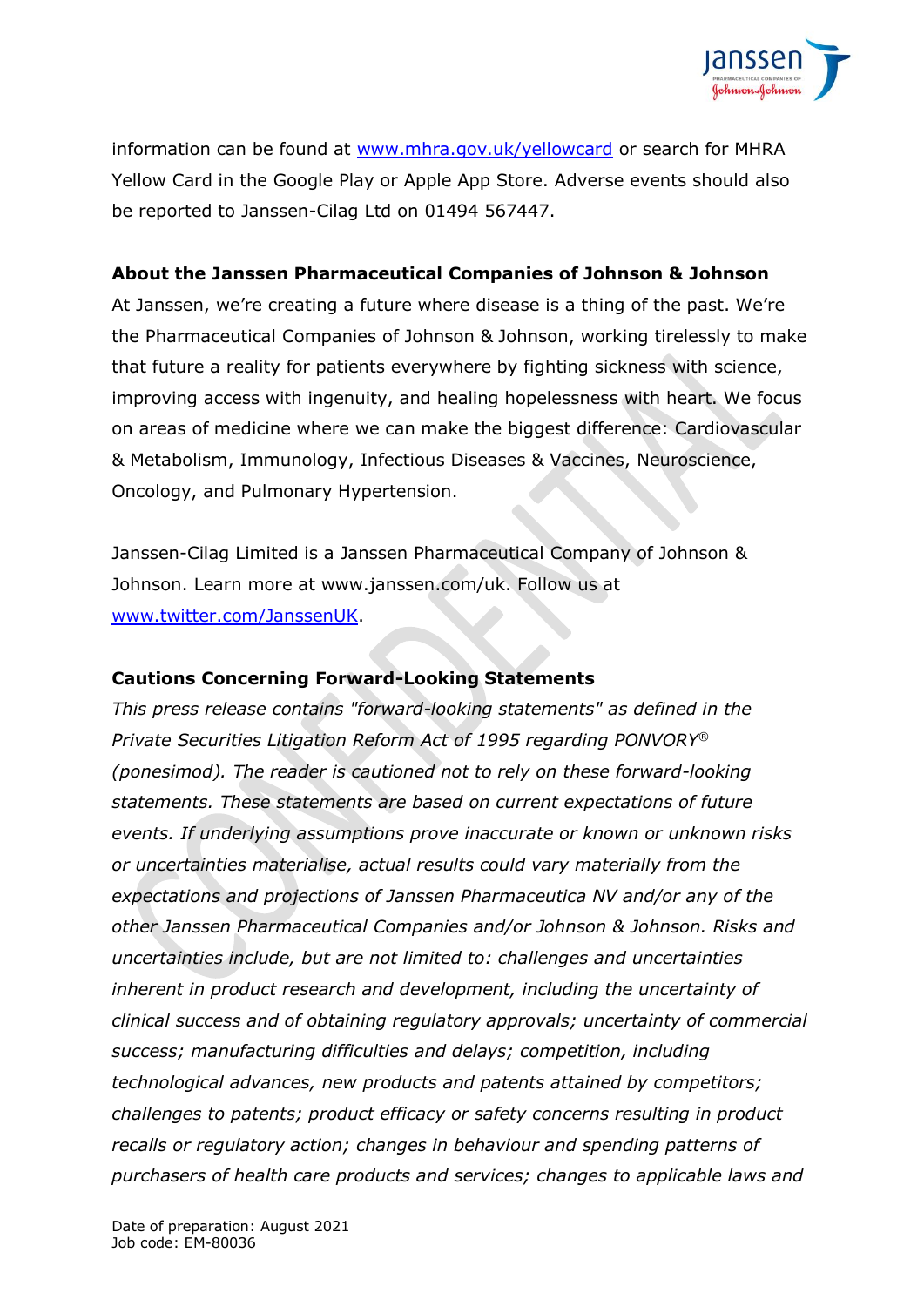information can be found at [www.mhra.gov.uk/yellowcard](http://www.mhra.gov.uk/yellowcard) or search for MHRA Yellow Card in the Google Play or Apple App Store. Adverse events should also be reported to Janssen-Cilag Ltd on 01494 567447.

**About the Janssen Pharmaceutical Companies of Johnson & Johnson**

At Janssen, we're creating a future where disease is a thing of the past. We're the Pharmaceutical Companies of Johnson & Johnson, working tirelessly to make that future a reality for patients everywhere by fighting sickness with science, improving access with ingenuity, and healing hopelessness with heart. We focus on areas of medicine where we can make the biggest difference: Cardiovascular & Metabolism, Immunology, Infectious Diseases & Vaccines, Neuroscience, Oncology, and Pulmonary Hypertension.

Janssen-Cilag Limited is a Janssen Pharmaceutical Company of Johnson & Johnson. Learn more at www.janssen.com/uk. Follow us at [www.twitter.com/JanssenUK](http://www.twitter.com/JanssenUK).

**Cautions Concerning Forward-Looking Statements**

*This press release contains "forward-looking statements" as defined in the Private Securities Litigation Reform Act of 1995 regarding PONVORY® (ponesimod). The reader is cautioned not to rely on these forward-looking statements. These statements are based on current expectations of future events. If underlying assumptions prove inaccurate or known or unknown risks or uncertainties materialise, actual results could vary materially from the expectations and projections of Janssen Pharmaceutica NV and/or any of the other Janssen Pharmaceutical Companies and/or Johnson & Johnson. Risks and uncertainties include, but are not limited to: challenges and uncertainties inherent in product research and development, including the uncertainty of clinical success and of obtaining regulatory approvals; uncertainty of commercial success; manufacturing difficulties and delays; competition, including technological advances, new products and patents attained by competitors; challenges to patents; product efficacy or safety concerns resulting in product recalls or regulatory action; changes in behaviour and spending patterns of purchasers of health care products and services; changes to applicable laws and*

Date of preparation: August 2021
Job code: EM-80036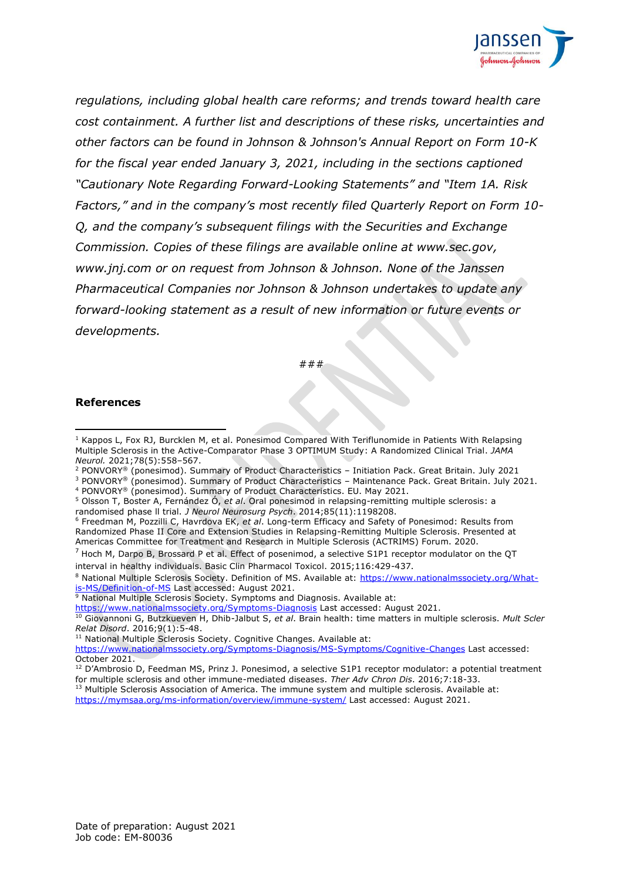*regulations, including global health care reforms; and trends toward health care cost containment. A further list and descriptions of these risks, uncertainties and other factors can be found in Johnson & Johnson's Annual Report on Form 10-K for the fiscal year ended January 3, 2021, including in the sections captioned "Cautionary Note Regarding Forward-Looking Statements" and "Item 1A. Risk Factors," and in the company's most recently filed Quarterly Report on Form 10-Q, and the company's subsequent filings with the Securities and Exchange Commission. Copies of these filings are available online at www.sec.gov, www.jnj.com or on request from Johnson & Johnson. None of the Janssen Pharmaceutical Companies nor Johnson & Johnson undertakes to update any forward-looking statement as a result of new information or future events or developments.*

###

**References**

[1] Kappos L, Fox RJ, Burcklen M, et al. Ponesimod Compared With Teriflunomide in Patients With Relapsing Multiple Sclerosis in the Active-Comparator Phase 3 OPTIMUM Study: A Randomized Clinical Trial. *JAMA Neurol.* 2021;78(5):558–567.

[2] PONVORY® (ponesimod). Summary of Product Characteristics – Initiation Pack. Great Britain. July 2021

[3] PONVORY® (ponesimod). Summary of Product Characteristics – Maintenance Pack. Great Britain. July 2021.

[4] PONVORY® (ponesimod). Summary of Product Characteristics. EU. May 2021.

[5] Olsson T, Boster A, Fernández Ó, *et al*. Oral ponesimod in relapsing-remitting multiple sclerosis: a randomised phase II trial. *J Neurol Neurosurg Psych*. 2014;85(11):1198208.

[6] Freedman M, Pozzilli C, Havrdova EK, *et al*. Long-term Efficacy and Safety of Ponesimod: Results from Randomized Phase II Core and Extension Studies in Relapsing-Remitting Multiple Sclerosis. Presented at Americas Committee for Treatment and Research in Multiple Sclerosis (ACTRIMS) Forum. 2020.

[7] Hoch M, Darpo B, Brossard P et al. Effect of posenimod, a selective S1P1 receptor modulator on the QT interval in healthy individuals. Basic Clin Pharmacol Toxicol. 2015;116:429-437.

[8] National Multiple Sclerosis Society. Definition of MS. Available at: https://www.nationalmssociety.org/What-is-MS/Definition-of-MS Last accessed: August 2021.

[9] National Multiple Sclerosis Society. Symptoms and Diagnosis. Available at: https://www.nationalmssociety.org/Symptoms-Diagnosis Last accessed: August 2021.

[10] Giovannoni G, Butzkueven H, Dhib-Jalbut S, *et al*. Brain health: time matters in multiple sclerosis. *Mult Scler Relat Disord*. 2016;9(1):5-48.

[11] National Multiple Sclerosis Society. Cognitive Changes. Available at: https://www.nationalmssociety.org/Symptoms-Diagnosis/MS-Symptoms/Cognitive-Changes Last accessed: October 2021.

[12] D'Ambrosio D, Feedman MS, Prinz J. Ponesimod, a selective S1P1 receptor modulator: a potential treatment for multiple sclerosis and other immune-mediated diseases. *Ther Adv Chron Dis*. 2016;7:18-33.

[13] Multiple Sclerosis Association of America. The immune system and multiple sclerosis. Available at: https://mymsaa.org/ms-information/overview/immune-system/ Last accessed: August 2021.

Date of preparation: August 2021
Job code: EM-80036